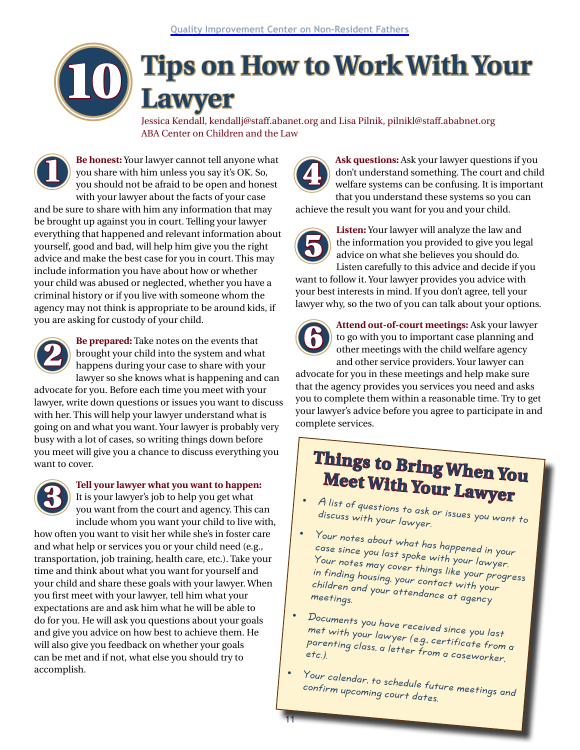Quality Improvement Center on Non-Resident Fathers

# 10 Tips on How to Work With Your Lawyer

Jessica Kendall, kendallj@staff.abanet.org and Lisa Pilnik, pilnikl@staff.ababnet.org
ABA Center on Children and the Law

**1. Be honest:** Your lawyer cannot tell anyone what you share with him unless you say it's OK. So, you should not be afraid to be open and honest with your lawyer about the facts of your case and be sure to share with him any information that may be brought up against you in court. Telling your lawyer everything that happened and relevant information about yourself, good and bad, will help him give you the right advice and make the best case for you in court. This may include information you have about how or whether your child was abused or neglected, whether you have a criminal history or if you live with someone whom the agency may not think is appropriate to be around kids, if you are asking for custody of your child.

**2. Be prepared:** Take notes on the events that brought your child into the system and what happens during your case to share with your lawyer so she knows what is happening and can advocate for you. Before each time you meet with your lawyer, write down questions or issues you want to discuss with her. This will help your lawyer understand what is going on and what you want. Your lawyer is probably very busy with a lot of cases, so writing things down before you meet will give you a chance to discuss everything you want to cover.

**3. Tell your lawyer what you want to happen:** It is your lawyer's job to help you get what you want from the court and agency. This can include whom you want your child to live with, how often you want to visit her while she's in foster care and what help or services you or your child need (e.g., transportation, job training, health care, etc.). Take your time and think about what you want for yourself and your child and share these goals with your lawyer. When you first meet with your lawyer, tell him what your expectations are and ask him what he will be able to do for you. He will ask you questions about your goals and give you advice on how best to achieve them. He will also give you feedback on whether your goals can be met and if not, what else you should try to accomplish.

**4. Ask questions:** Ask your lawyer questions if you don't understand something. The court and child welfare systems can be confusing. It is important that you understand these systems so you can achieve the result you want for you and your child.

**5. Listen:** Your lawyer will analyze the law and the information you provided to give you legal advice on what she believes you should do. Listen carefully to this advice and decide if you want to follow it. Your lawyer provides you advice with your best interests in mind. If you don't agree, tell your lawyer why, so the two of you can talk about your options.

**6. Attend out-of-court meetings:** Ask your lawyer to go with you to important case planning and other meetings with the child welfare agency and other service providers. Your lawyer can advocate for you in these meetings and help make sure that the agency provides you services you need and asks you to complete them within a reasonable time. Try to get your lawyer's advice before you agree to participate in and complete services.

## Things to Bring When You Meet With Your Lawyer

- A list of questions to ask or issues you want to discuss with your lawyer.
- Your notes about what has happened in your case since you last spoke with your lawyer. Your notes may cover things like your progress in finding housing, your contact with your children and your attendance at agency meetings.
- Documents you have received since you last met with your lawyer (e.g., certificate from a parenting class, a letter from a caseworker, etc.).
- Your calendar, to schedule future meetings and confirm upcoming court dates.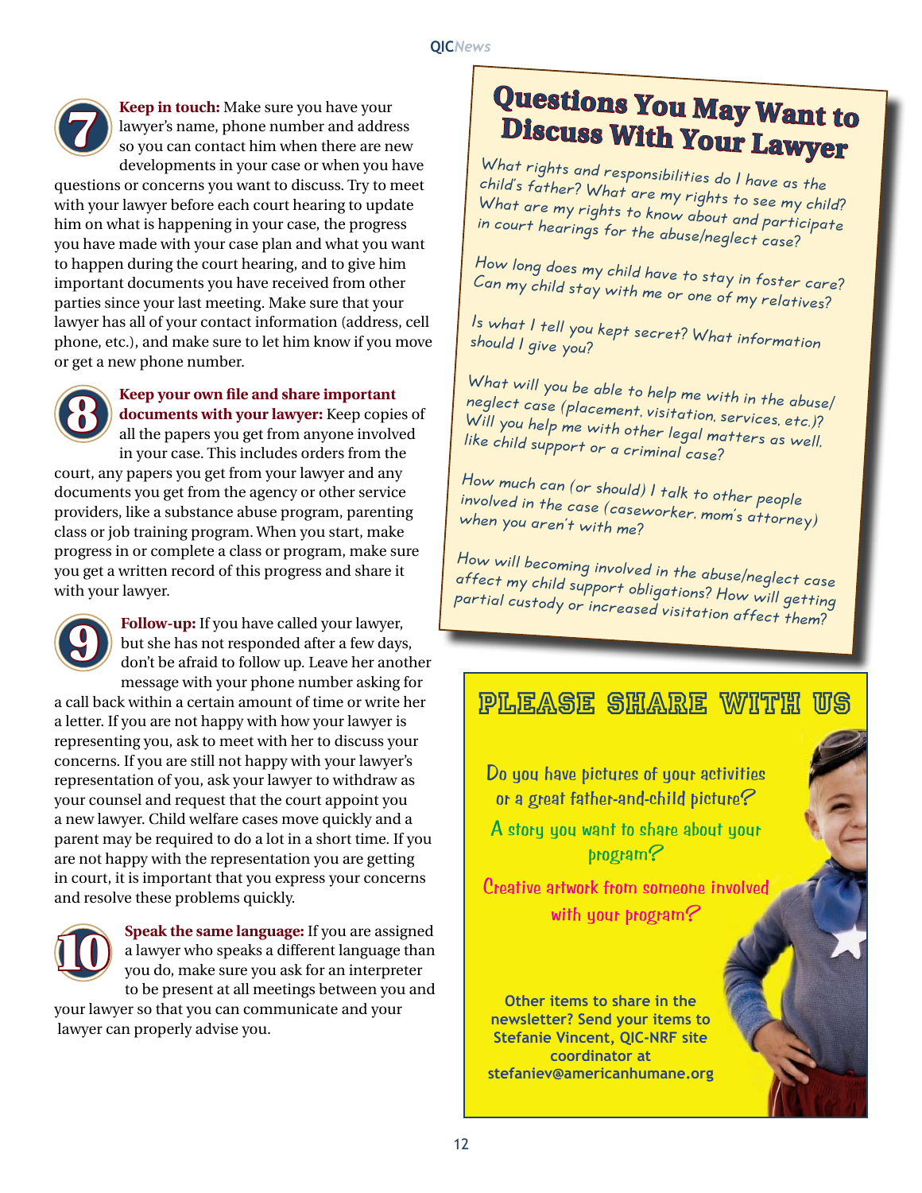**7** **Keep in touch:** Make sure you have your lawyer's name, phone number and address so you can contact him when there are new developments in your case or when you have questions or concerns you want to discuss. Try to meet with your lawyer before each court hearing to update him on what is happening in your case, the progress you have made with your case plan and what you want to happen during the court hearing, and to give him important documents you have received from other parties since your last meeting. Make sure that your lawyer has all of your contact information (address, cell phone, etc.), and make sure to let him know if you move or get a new phone number.

**8** **Keep your own file and share important documents with your lawyer:** Keep copies of all the papers you get from anyone involved in your case. This includes orders from the court, any papers you get from your lawyer and any documents you get from the agency or other service providers, like a substance abuse program, parenting class or job training program. When you start, make progress in or complete a class or program, make sure you get a written record of this progress and share it with your lawyer.

**9** **Follow-up:** If you have called your lawyer, but she has not responded after a few days, don't be afraid to follow up. Leave her another message with your phone number asking for a call back within a certain amount of time or write her a letter. If you are not happy with how your lawyer is representing you, ask to meet with her to discuss your concerns. If you are still not happy with your lawyer's representation of you, ask your lawyer to withdraw as your counsel and request that the court appoint you a new lawyer. Child welfare cases move quickly and a parent may be required to do a lot in a short time. If you are not happy with the representation you are getting in court, it is important that you express your concerns and resolve these problems quickly.

**10** **Speak the same language:** If you are assigned a lawyer who speaks a different language than you do, make sure you ask for an interpreter to be present at all meetings between you and your lawyer so that you can communicate and your lawyer can properly advise you.

## Questions You May Want to Discuss With Your Lawyer

What rights and responsibilities do I have as the child's father? What are my rights to see my child? What are my rights to know about and participate in court hearings for the abuse/neglect case?

How long does my child have to stay in foster care? Can my child stay with me or one of my relatives?

Is what I tell you kept secret? What information should I give you?

What will you be able to help me with in the abuse/neglect case (placement, visitation, services, etc.)? Will you help me with other legal matters as well, like child support or a criminal case?

How much can (or should) I talk to other people involved in the case (caseworker, mom's attorney) when you aren't with me?

How will becoming involved in the abuse/neglect case affect my child support obligations? How will getting partial custody or increased visitation affect them?

## PLEASE SHARE WITH US

Do you have pictures of your activities or a great father-and-child picture?

A story you want to share about your program?

Creative artwork from someone involved with your program?

**Other items to share in the newsletter? Send your items to Stefanie Vincent, QIC-NRF site coordinator at stefaniev@americanhumane.org**